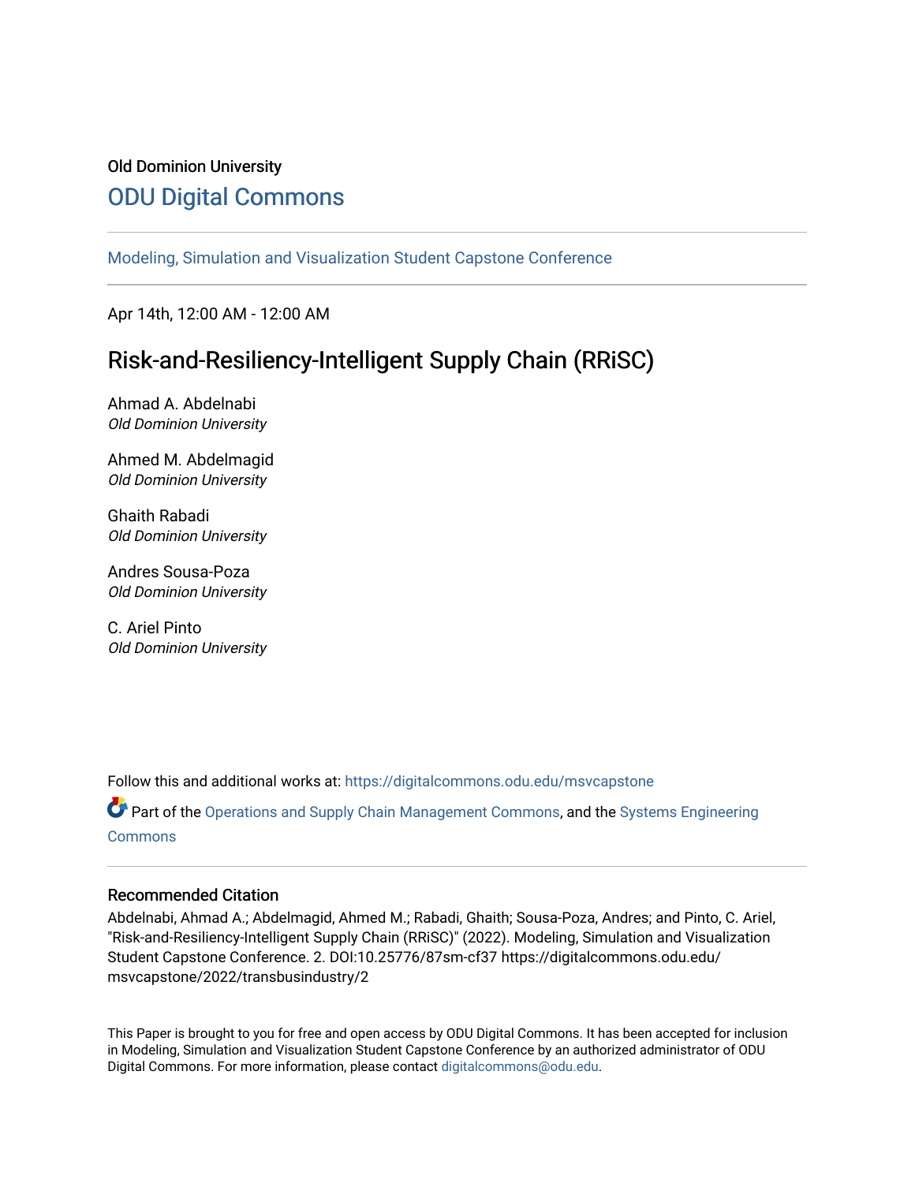Old Dominion University

# ODU Digital Commons

Modeling, Simulation and Visualization Student Capstone Conference

Apr 14th, 12:00 AM - 12:00 AM

## Risk-and-Resiliency-Intelligent Supply Chain (RRiSC)

Ahmad A. Abdelnabi
*Old Dominion University*

Ahmed M. Abdelmagid
*Old Dominion University*

Ghaith Rabadi
*Old Dominion University*

Andres Sousa-Poza
*Old Dominion University*

C. Ariel Pinto
*Old Dominion University*

Follow this and additional works at: https://digitalcommons.odu.edu/msvcapstone

Part of the Operations and Supply Chain Management Commons, and the Systems Engineering Commons

### Recommended Citation

Abdelnabi, Ahmad A.; Abdelmagid, Ahmed M.; Rabadi, Ghaith; Sousa-Poza, Andres; and Pinto, C. Ariel, "Risk-and-Resiliency-Intelligent Supply Chain (RRiSC)" (2022). Modeling, Simulation and Visualization Student Capstone Conference. 2. DOI:10.25776/87sm-cf37 https://digitalcommons.odu.edu/msvcapstone/2022/transbusindustry/2

This Paper is brought to you for free and open access by ODU Digital Commons. It has been accepted for inclusion in Modeling, Simulation and Visualization Student Capstone Conference by an authorized administrator of ODU Digital Commons. For more information, please contact digitalcommons@odu.edu.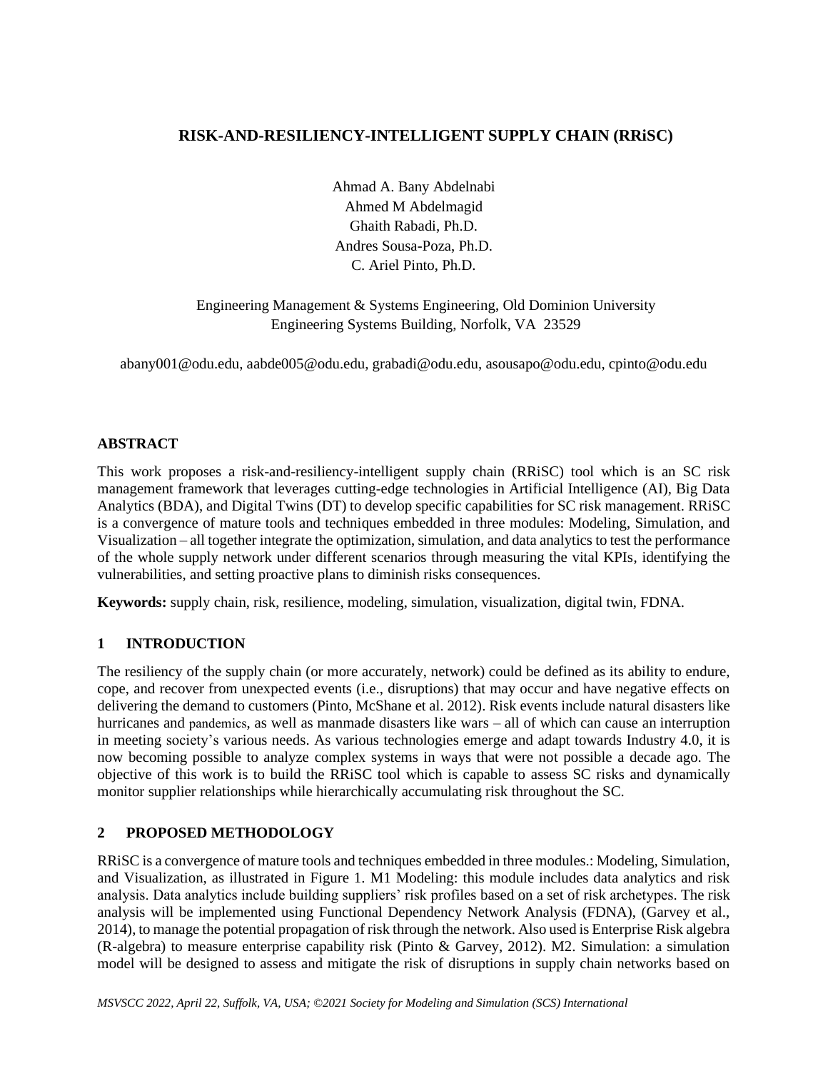# RISK-AND-RESILIENCY-INTELLIGENT SUPPLY CHAIN (RRiSC)

Ahmad A. Bany Abdelnabi
Ahmed M Abdelmagid
Ghaith Rabadi, Ph.D.
Andres Sousa-Poza, Ph.D.
C. Ariel Pinto, Ph.D.

Engineering Management & Systems Engineering, Old Dominion University
Engineering Systems Building, Norfolk, VA 23529

abany001@odu.edu, aabde005@odu.edu, grabadi@odu.edu, asousapo@odu.edu, cpinto@odu.edu

## ABSTRACT

This work proposes a risk-and-resiliency-intelligent supply chain (RRiSC) tool which is an SC risk management framework that leverages cutting-edge technologies in Artificial Intelligence (AI), Big Data Analytics (BDA), and Digital Twins (DT) to develop specific capabilities for SC risk management. RRiSC is a convergence of mature tools and techniques embedded in three modules: Modeling, Simulation, and Visualization – all together integrate the optimization, simulation, and data analytics to test the performance of the whole supply network under different scenarios through measuring the vital KPIs, identifying the vulnerabilities, and setting proactive plans to diminish risks consequences.

**Keywords:** supply chain, risk, resilience, modeling, simulation, visualization, digital twin, FDNA.

## 1 INTRODUCTION

The resiliency of the supply chain (or more accurately, network) could be defined as its ability to endure, cope, and recover from unexpected events (i.e., disruptions) that may occur and have negative effects on delivering the demand to customers (Pinto, McShane et al. 2012). Risk events include natural disasters like hurricanes and pandemics, as well as manmade disasters like wars – all of which can cause an interruption in meeting society's various needs. As various technologies emerge and adapt towards Industry 4.0, it is now becoming possible to analyze complex systems in ways that were not possible a decade ago. The objective of this work is to build the RRiSC tool which is capable to assess SC risks and dynamically monitor supplier relationships while hierarchically accumulating risk throughout the SC.

## 2 PROPOSED METHODOLOGY

RRiSC is a convergence of mature tools and techniques embedded in three modules.: Modeling, Simulation, and Visualization, as illustrated in Figure 1. M1 Modeling: this module includes data analytics and risk analysis. Data analytics include building suppliers' risk profiles based on a set of risk archetypes. The risk analysis will be implemented using Functional Dependency Network Analysis (FDNA), (Garvey et al., 2014), to manage the potential propagation of risk through the network. Also used is Enterprise Risk algebra (R-algebra) to measure enterprise capability risk (Pinto & Garvey, 2012). M2. Simulation: a simulation model will be designed to assess and mitigate the risk of disruptions in supply chain networks based on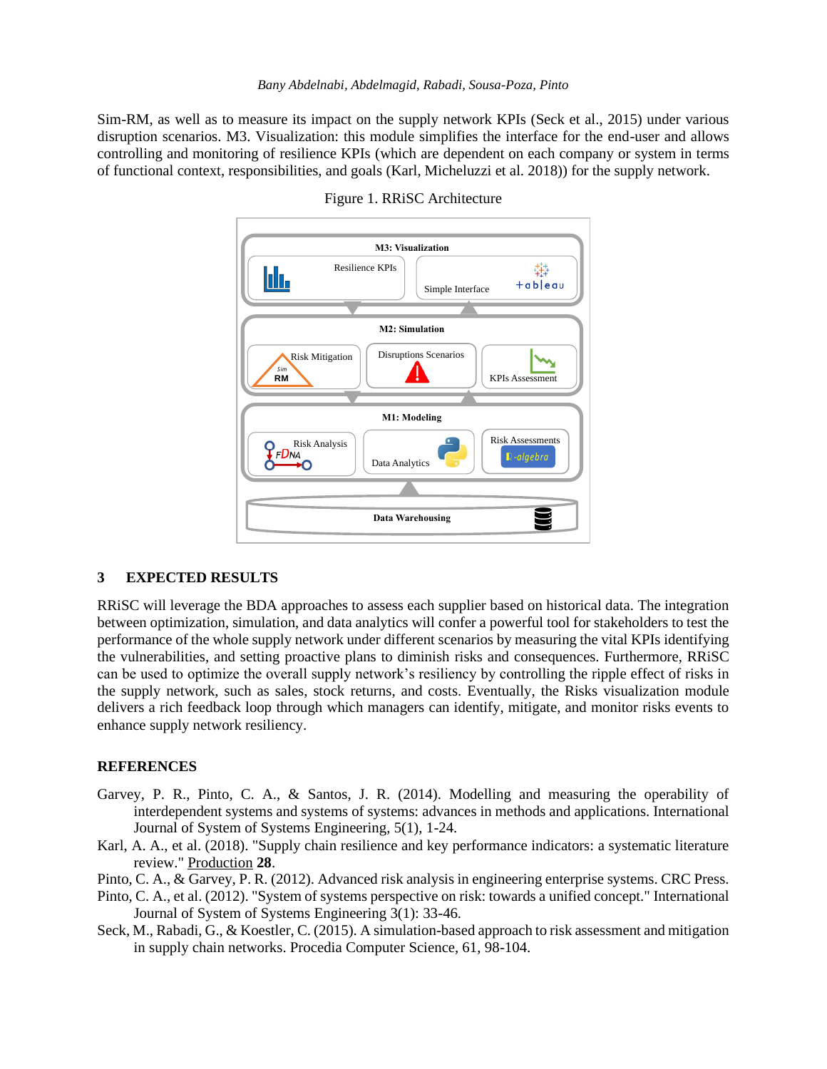Sim-RM, as well as to measure its impact on the supply network KPIs (Seck et al., 2015) under various disruption scenarios. M3. Visualization: this module simplifies the interface for the end-user and allows controlling and monitoring of resilience KPIs (which are dependent on each company or system in terms of functional context, responsibilities, and goals (Karl, Micheluzzi et al. 2018)) for the supply network.

Figure 1. RRiSC Architecture

M3: Visualization
Resilience KPIs
Simple Interface
+ableau

M2: Simulation
Risk Mitigation
Sim RM
Disruptions Scenarios
KPIs Assessment

M1: Modeling
Risk Analysis
FDNA
Data Analytics
Risk Assessments
D-algebra

Data Warehousing

## 3 EXPECTED RESULTS

RRiSC will leverage the BDA approaches to assess each supplier based on historical data. The integration between optimization, simulation, and data analytics will confer a powerful tool for stakeholders to test the performance of the whole supply network under different scenarios by measuring the vital KPIs identifying the vulnerabilities, and setting proactive plans to diminish risks and consequences. Furthermore, RRiSC can be used to optimize the overall supply network's resiliency by controlling the ripple effect of risks in the supply network, such as sales, stock returns, and costs. Eventually, the Risks visualization module delivers a rich feedback loop through which managers can identify, mitigate, and monitor risks events to enhance supply network resiliency.

## REFERENCES

Garvey, P. R., Pinto, C. A., & Santos, J. R. (2014). Modelling and measuring the operability of interdependent systems and systems of systems: advances in methods and applications. International Journal of System of Systems Engineering, 5(1), 1-24.

Karl, A. A., et al. (2018). "Supply chain resilience and key performance indicators: a systematic literature review." Production **28**.

Pinto, C. A., & Garvey, P. R. (2012). Advanced risk analysis in engineering enterprise systems. CRC Press.

Pinto, C. A., et al. (2012). "System of systems perspective on risk: towards a unified concept." International Journal of System of Systems Engineering 3(1): 33-46.

Seck, M., Rabadi, G., & Koestler, C. (2015). A simulation-based approach to risk assessment and mitigation in supply chain networks. Procedia Computer Science, 61, 98-104.